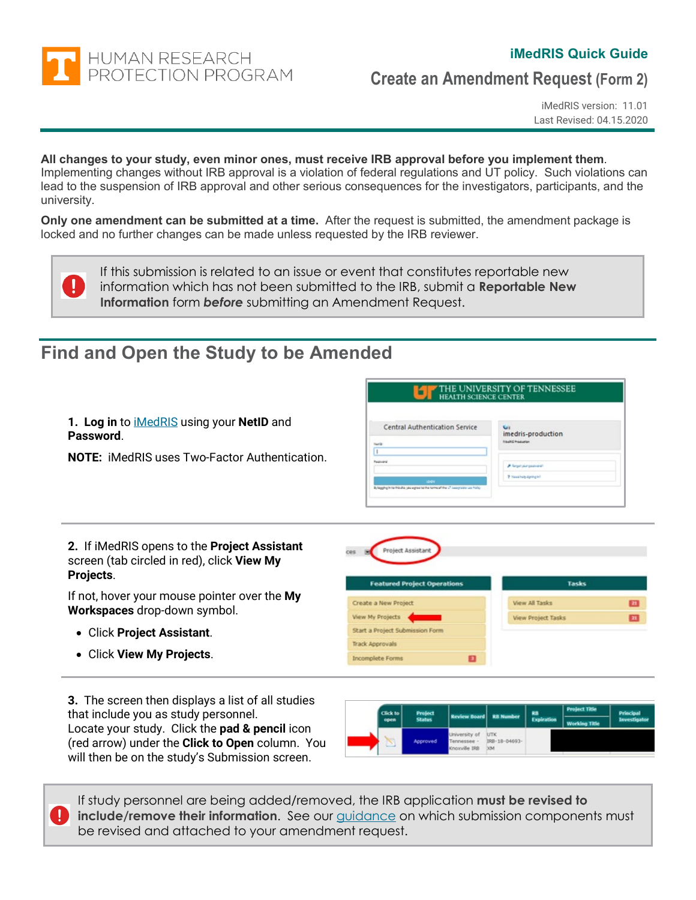HUMAN RESEARCH PROTECTION PROGRAM

**iMedRIS Quick Guide**

# Create an Amendment Request (Form 2)

iMedRIS version: 11.01
Last Revised: 04.15.2020

**All changes to your study, even minor ones, must receive IRB approval before you implement them.** Implementing changes without IRB approval is a violation of federal regulations and UT policy. Such violations can lead to the suspension of IRB approval and other serious consequences for the investigators, participants, and the university.

**Only one amendment can be submitted at a time.** After the request is submitted, the amendment package is locked and no further changes can be made unless requested by the IRB reviewer.

> If this submission is related to an issue or event that constitutes reportable new information which has not been submitted to the IRB, submit a **Reportable New Information** form ***before*** submitting an Amendment Request.

## Find and Open the Study to be Amended

**1. Log in** to iMedRIS using your **NetID** and **Password**.

**NOTE:** iMedRIS uses Two-Factor Authentication.

**2.** If iMedRIS opens to the **Project Assistant** screen (tab circled in red), click **View My Projects**.

If not, hover your mouse pointer over the **My Workspaces** drop-down symbol.

- Click **Project Assistant**.
- Click **View My Projects**.

**3.** The screen then displays a list of all studies that include you as study personnel. Locate your study. Click the **pad & pencil** icon (red arrow) under the **Click to Open** column. You will then be on the study's Submission screen.

> If study personnel are being added/removed, the IRB application **must be revised to include/remove their information.** See our guidance on which submission components must be revised and attached to your amendment request.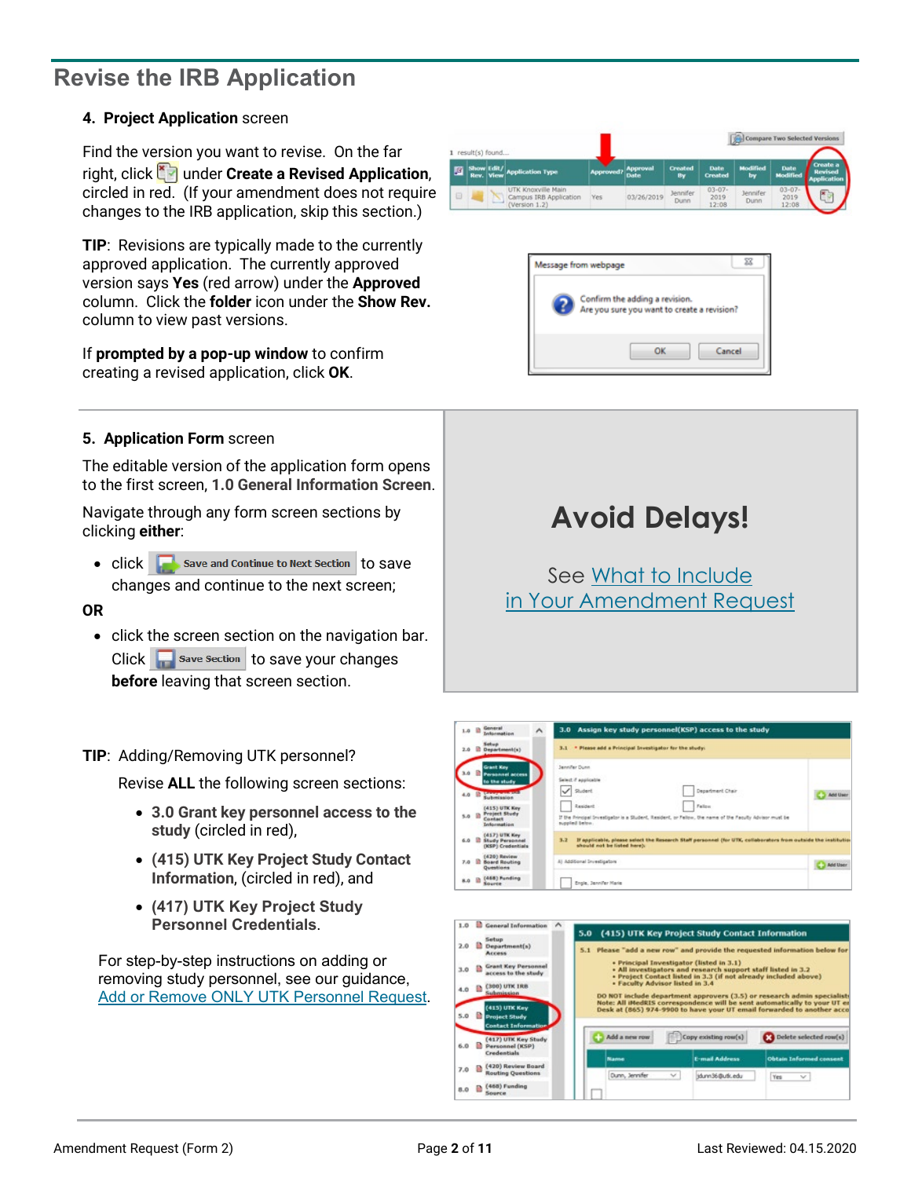# Revise the IRB Application

**4. Project Application** screen

Find the version you want to revise. On the far right, click under **Create a Revised Application**, circled in red. (If your amendment does not require changes to the IRB application, skip this section.)

**TIP**: Revisions are typically made to the currently approved application. The currently approved version says **Yes** (red arrow) under the **Approved** column. Click the **folder** icon under the **Show Rev.** column to view past versions.

If **prompted by a pop-up window** to confirm creating a revised application, click **OK**.

**5. Application Form** screen

The editable version of the application form opens to the first screen, **1.0 General Information Screen**.

Navigate through any form screen sections by clicking **either**:

- click **Save and Continue to Next Section** to save changes and continue to the next screen;

**OR**

- click the screen section on the navigation bar. Click **Save Section** to save your changes **before** leaving that screen section.

## Avoid Delays!

See [What to Include in Your Amendment Request]()

**TIP**: Adding/Removing UTK personnel?

Revise **ALL** the following screen sections:

- **3.0 Grant key personnel access to the study** (circled in red),
- **(415) UTK Key Project Study Contact Information**, (circled in red), and
- **(417) UTK Key Project Study Personnel Credentials**.

For step-by-step instructions on adding or removing study personnel, see our guidance, [Add or Remove ONLY UTK Personnel Request]().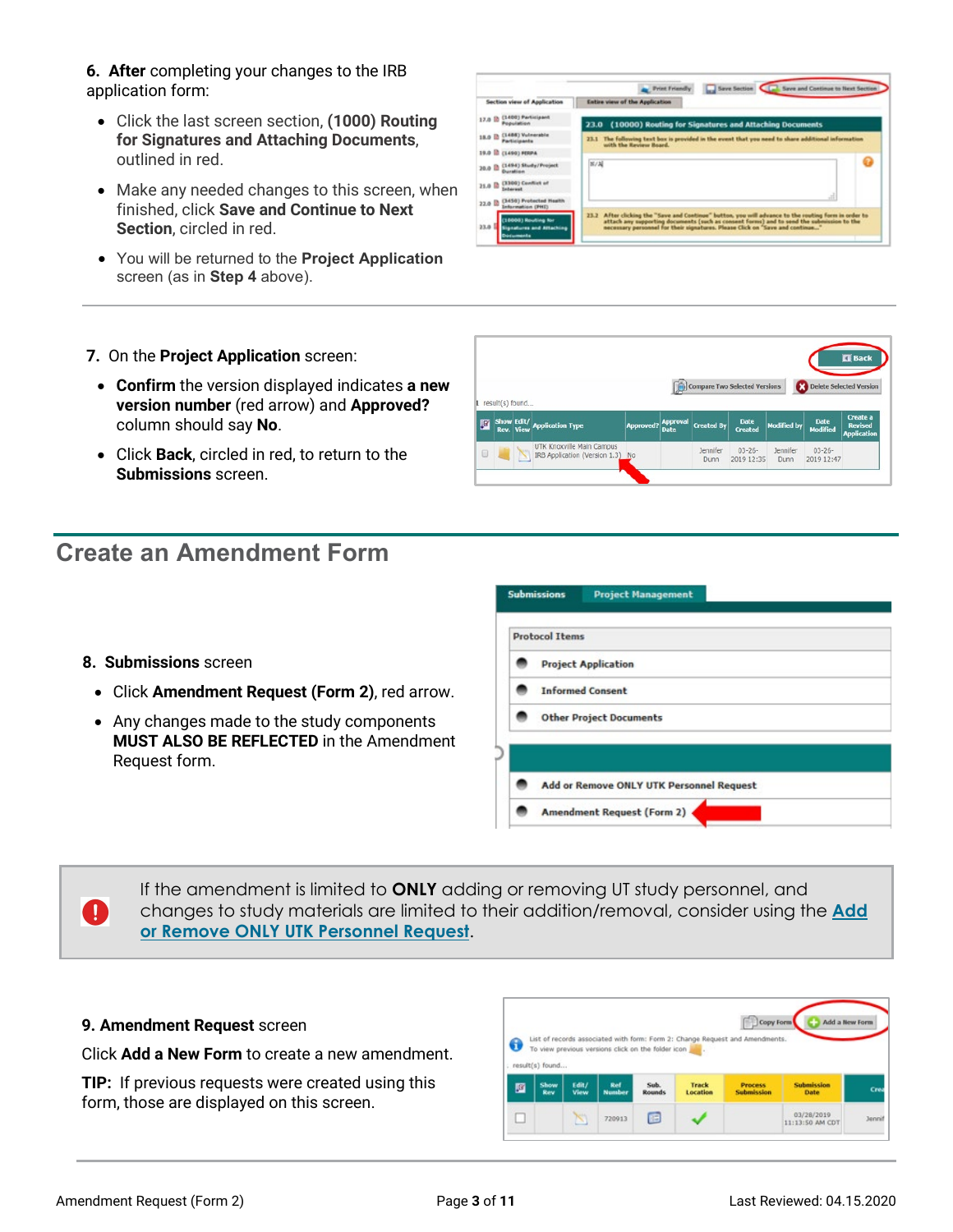6. **After** completing your changes to the IRB application form:

- Click the last screen section, **(1000) Routing for Signatures and Attaching Documents**, outlined in red.
- Make any needed changes to this screen, when finished, click **Save and Continue to Next Section**, circled in red.
- You will be returned to the **Project Application** screen (as in **Step 4** above).

7. On the **Project Application** screen:

- **Confirm** the version displayed indicates **a new version number** (red arrow) and **Approved?** column should say **No**.
- Click **Back**, circled in red, to return to the **Submissions** screen.

## Create an Amendment Form

8. **Submissions** screen

- Click **Amendment Request (Form 2)**, red arrow.
- Any changes made to the study components **MUST ALSO BE REFLECTED** in the Amendment Request form.

If the amendment is limited to **ONLY** adding or removing UT study personnel, and changes to study materials are limited to their addition/removal, consider using the [Add or Remove ONLY UTK Personnel Request](#).

**9. Amendment Request** screen

Click **Add a New Form** to create a new amendment.

**TIP:** If previous requests were created using this form, those are displayed on this screen.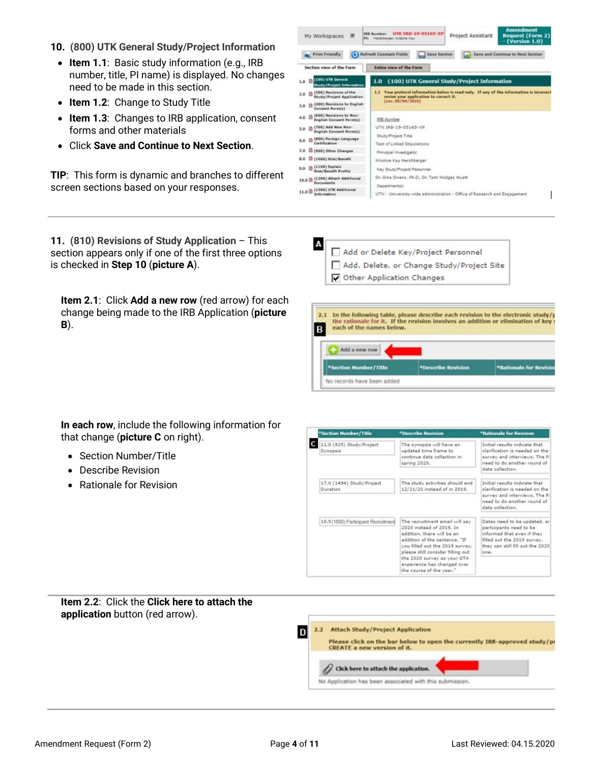**10. (800) UTK General Study/Project Information**

- **Item 1.1**: Basic study information (e.g., IRB number, title, PI name) is displayed. No changes need to be made in this section.
- **Item 1.2**: Change to Study Title
- **Item 1.3**: Changes to IRB application, consent forms and other materials
- Click **Save and Continue to Next Section**.

**TIP**: This form is dynamic and branches to different screen sections based on your responses.

---

**11. (810) Revisions of Study Application** – This section appears only if one of the first three options is checked in **Step 10** (**picture A**).

**Item 2.1**: Click **Add a new row** (red arrow) for each change being made to the IRB Application (**picture B**).

**In each row**, include the following information for that change (**picture C** on right).

- Section Number/Title
- Describe Revision
- Rationale for Revision

---

**Item 2.2**: Click the **Click here to attach the application** button (red arrow).

---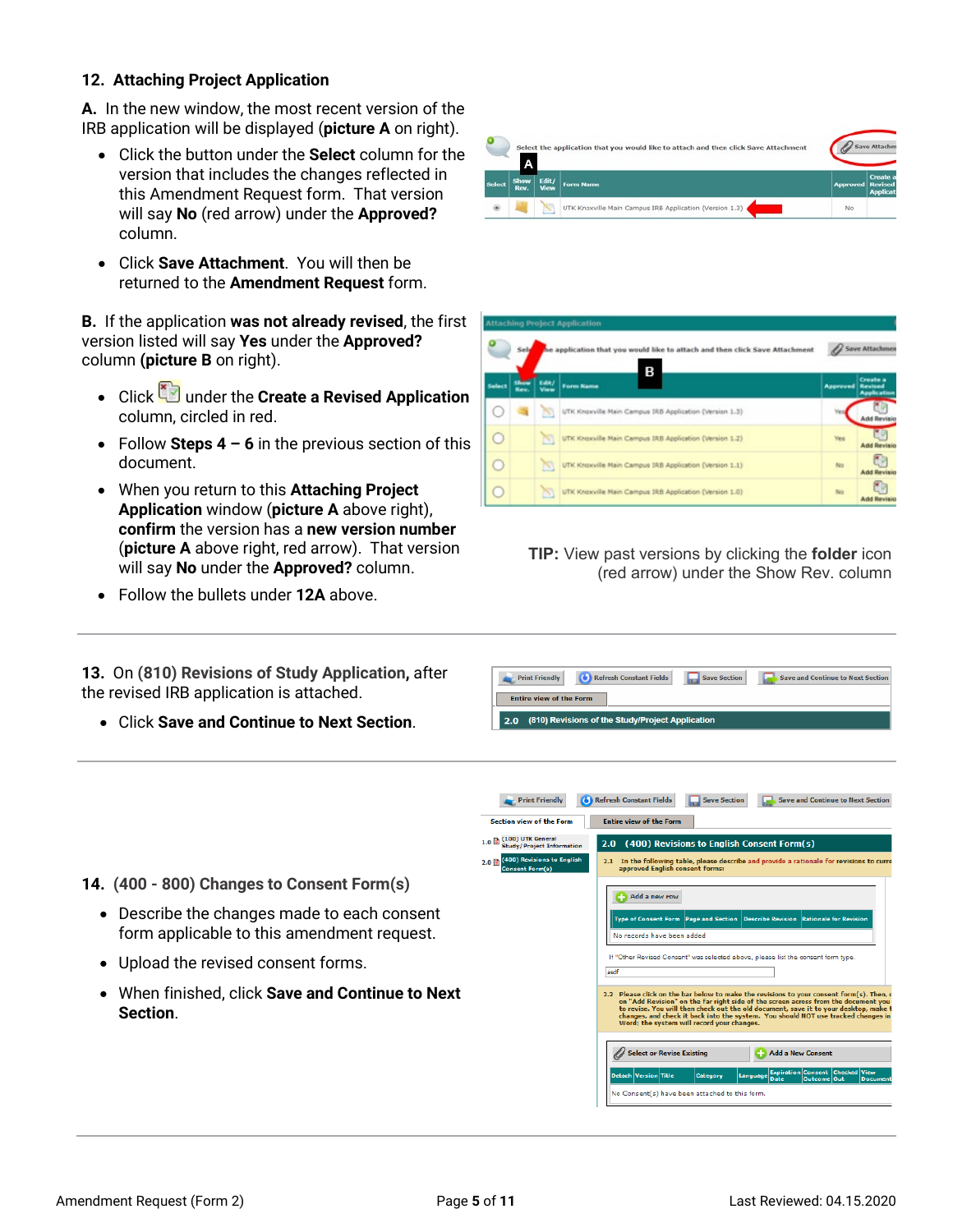## 12. Attaching Project Application

**A.** In the new window, the most recent version of the IRB application will be displayed (**picture A** on right).

- Click the button under the **Select** column for the version that includes the changes reflected in this Amendment Request form. That version will say **No** (red arrow) under the **Approved?** column.
- Click **Save Attachment**. You will then be returned to the **Amendment Request** form.

**B.** If the application **was not already revised**, the first version listed will say **Yes** under the **Approved?** column (**picture B** on right).

- Click under the **Create a Revised Application** column, circled in red.
- Follow **Steps 4 – 6** in the previous section of this document.
- When you return to this **Attaching Project Application** window (**picture A** above right), **confirm** the version has a **new version number** (**picture A** above right, red arrow). That version will say **No** under the **Approved?** column.
- Follow the bullets under **12A** above.

**TIP:** View past versions by clicking the **folder** icon (red arrow) under the Show Rev. column

**13.** On **(810) Revisions of Study Application,** after the revised IRB application is attached.

- Click **Save and Continue to Next Section**.

**14. (400 - 800) Changes to Consent Form(s)**

- Describe the changes made to each consent form applicable to this amendment request.
- Upload the revised consent forms.
- When finished, click **Save and Continue to Next Section**.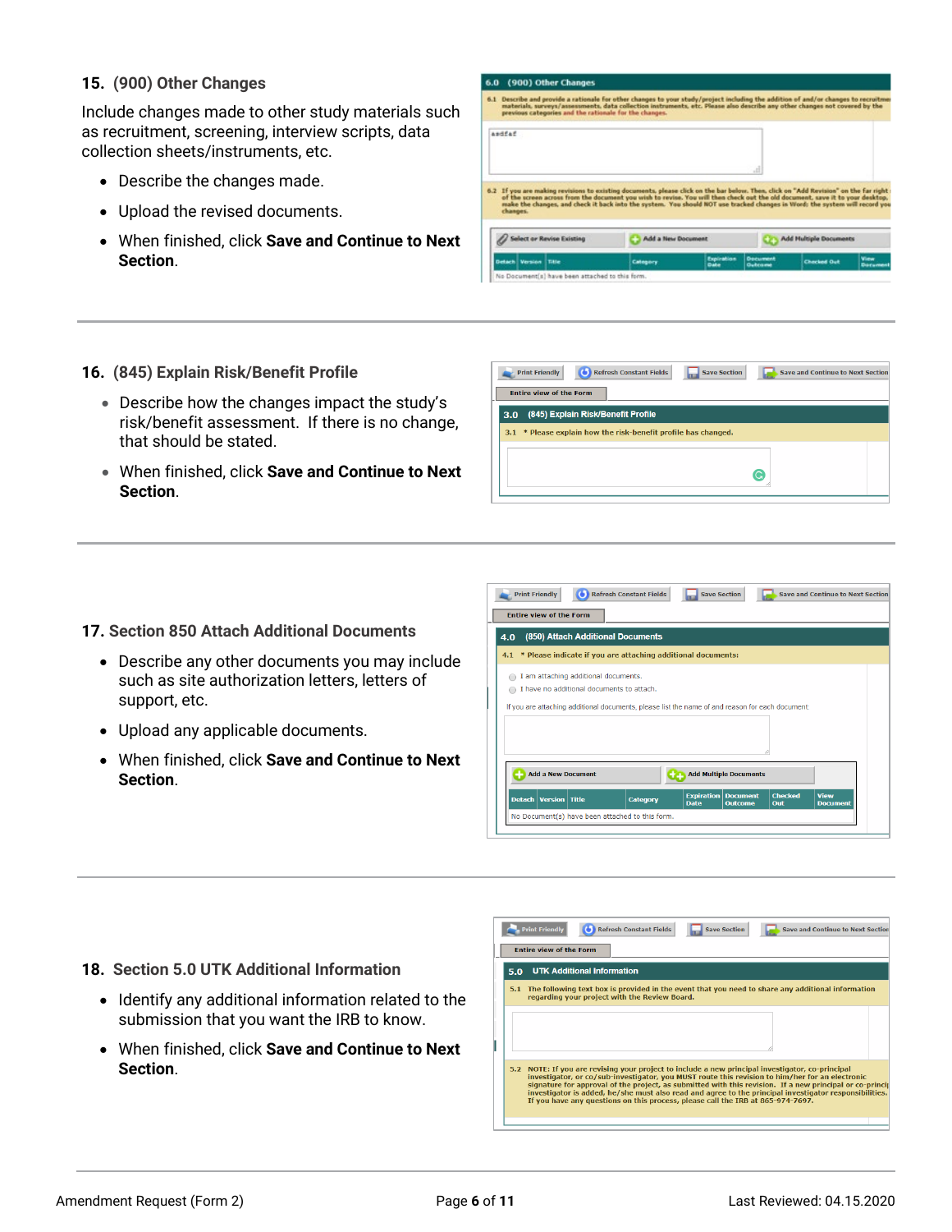## 15. (900) Other Changes

Include changes made to other study materials such as recruitment, screening, interview scripts, data collection sheets/instruments, etc.

- Describe the changes made.
- Upload the revised documents.
- When finished, click **Save and Continue to Next Section**.

## 16. (845) Explain Risk/Benefit Profile

- Describe how the changes impact the study's risk/benefit assessment. If there is no change, that should be stated.
- When finished, click **Save and Continue to Next Section**.

## 17. Section 850 Attach Additional Documents

- Describe any other documents you may include such as site authorization letters, letters of support, etc.
- Upload any applicable documents.
- When finished, click **Save and Continue to Next Section**.

## 18. Section 5.0 UTK Additional Information

- Identify any additional information related to the submission that you want the IRB to know.
- When finished, click **Save and Continue to Next Section**.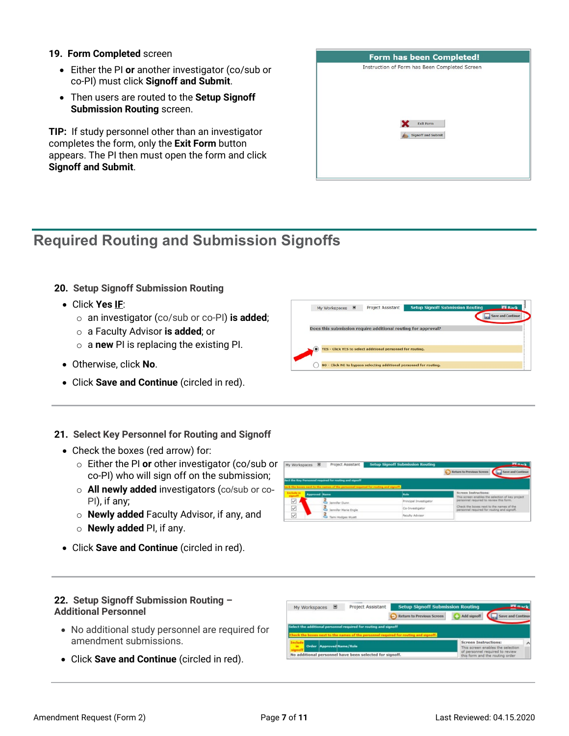**19. Form Completed** screen

- Either the PI **or** another investigator (co/sub or co-PI) must click **Signoff and Submit**.
- Then users are routed to the **Setup Signoff Submission Routing** screen.

**TIP:** If study personnel other than an investigator completes the form, only the **Exit Form** button appears. The PI then must open the form and click **Signoff and Submit**.

## Required Routing and Submission Signoffs

**20. Setup Signoff Submission Routing**

- Click **Yes IF**:
  - an investigator (co/sub or co-PI) **is added**;
  - a Faculty Advisor **is added**; or
  - a **new** PI is replacing the existing PI.
- Otherwise, click **No**.
- Click **Save and Continue** (circled in red).

**21. Select Key Personnel for Routing and Signoff**

- Check the boxes (red arrow) for:
  - Either the PI **or** other investigator (co/sub or co-PI) who will sign off on the submission;
  - **All newly added** investigators (co/sub or co-PI), if any;
  - **Newly added** Faculty Advisor, if any, and
  - **Newly added** PI, if any.
- Click **Save and Continue** (circled in red).

**22. Setup Signoff Submission Routing – Additional Personnel**

- No additional study personnel are required for amendment submissions.
- Click **Save and Continue** (circled in red).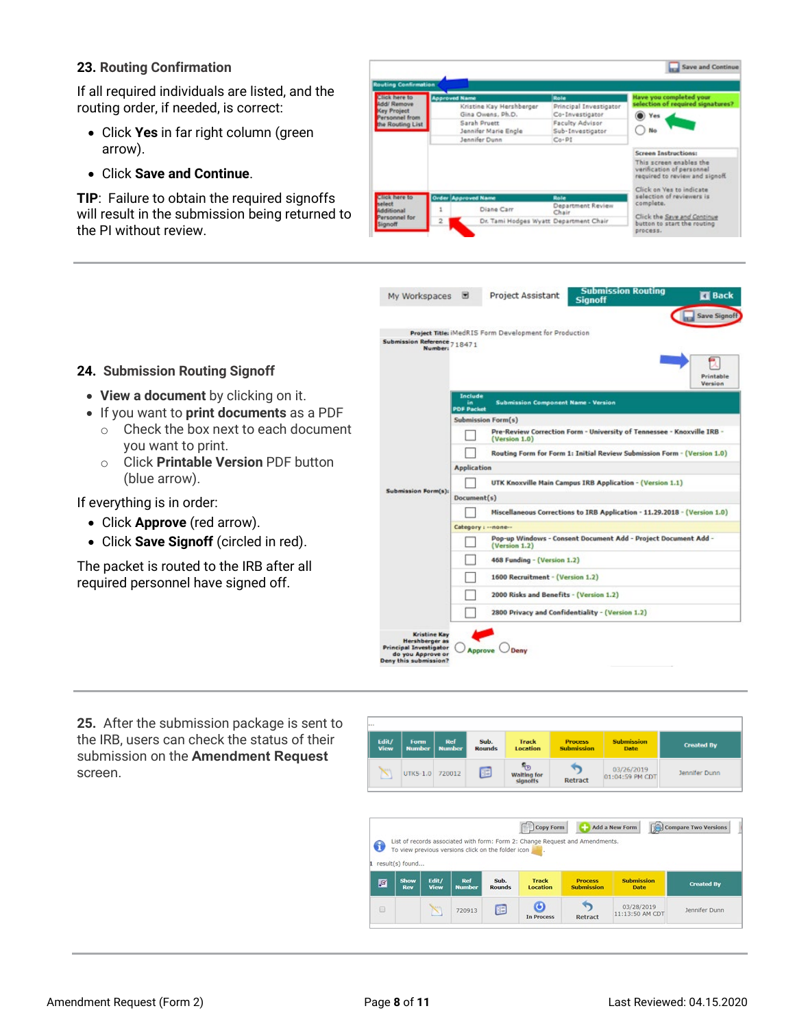### 23. Routing Confirmation

If all required individuals are listed, and the routing order, if needed, is correct:

- Click **Yes** in far right column (green arrow).
- Click **Save and Continue**.

**TIP**: Failure to obtain the required signoffs will result in the submission being returned to the PI without review.

### 24. Submission Routing Signoff

- **View a document** by clicking on it.
- If you want to **print documents** as a PDF
  - Check the box next to each document you want to print.
  - Click **Printable Version** PDF button (blue arrow).

If everything is in order:

- Click **Approve** (red arrow).
- Click **Save Signoff** (circled in red).

The packet is routed to the IRB after all required personnel have signed off.

**25.** After the submission package is sent to the IRB, users can check the status of their submission on the **Amendment Request** screen.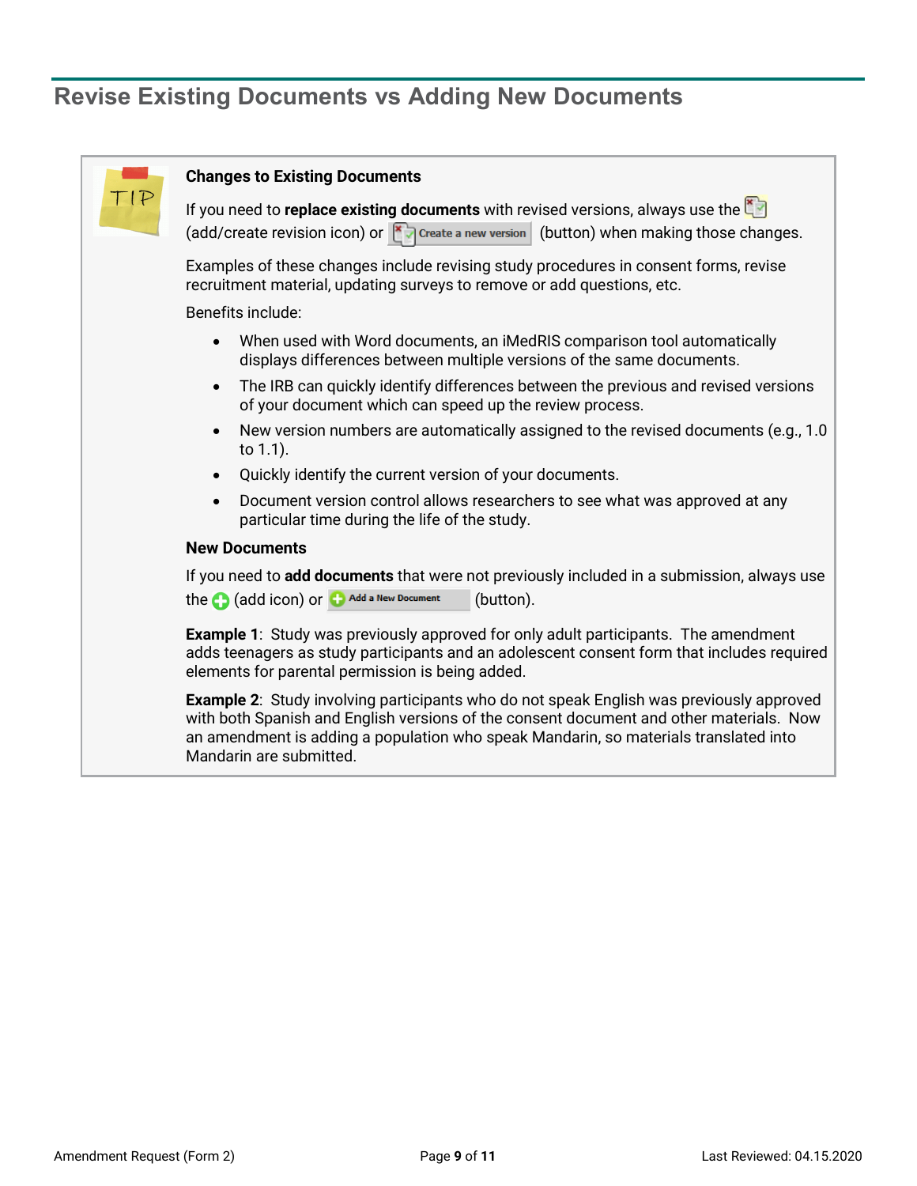## Revise Existing Documents vs Adding New Documents

**Changes to Existing Documents**

If you need to **replace existing documents** with revised versions, always use the (add/create revision icon) or Create a new version (button) when making those changes.

Examples of these changes include revising study procedures in consent forms, revise recruitment material, updating surveys to remove or add questions, etc.

Benefits include:

- When used with Word documents, an iMedRIS comparison tool automatically displays differences between multiple versions of the same documents.
- The IRB can quickly identify differences between the previous and revised versions of your document which can speed up the review process.
- New version numbers are automatically assigned to the revised documents (e.g., 1.0 to 1.1).
- Quickly identify the current version of your documents.
- Document version control allows researchers to see what was approved at any particular time during the life of the study.

**New Documents**

If you need to **add documents** that were not previously included in a submission, always use the (add icon) or Add a New Document (button).

**Example 1**: Study was previously approved for only adult participants. The amendment adds teenagers as study participants and an adolescent consent form that includes required elements for parental permission is being added.

**Example 2**: Study involving participants who do not speak English was previously approved with both Spanish and English versions of the consent document and other materials. Now an amendment is adding a population who speak Mandarin, so materials translated into Mandarin are submitted.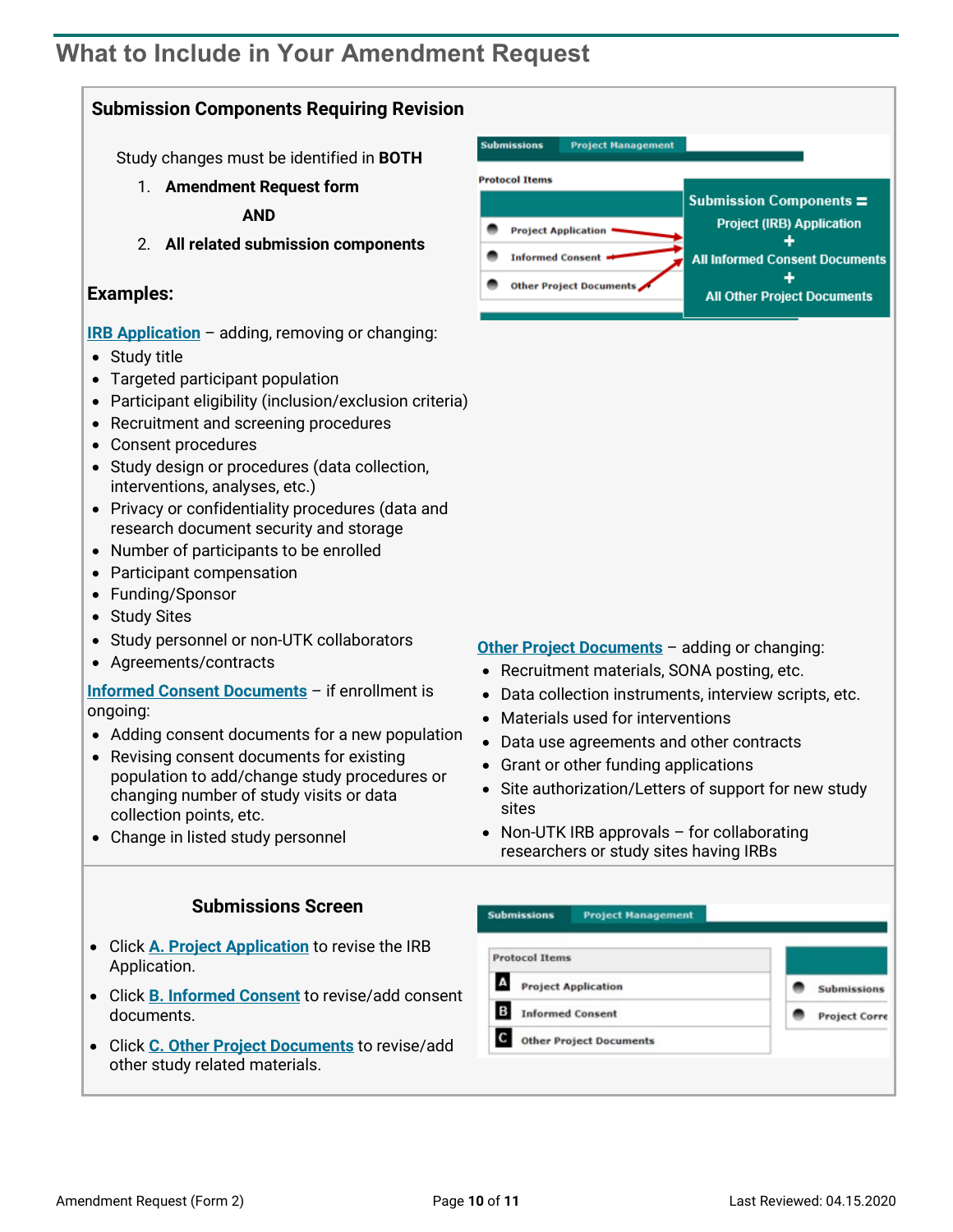## What to Include in Your Amendment Request

### Submission Components Requiring Revision

Study changes must be identified in **BOTH**

1. **Amendment Request form**

   **AND**

2. **All related submission components**

**Submission Components = Project (IRB) Application + All Informed Consent Documents + All Other Project Documents**

### Examples:

[IRB Application] – adding, removing or changing:

- Study title
- Targeted participant population
- Participant eligibility (inclusion/exclusion criteria)
- Recruitment and screening procedures
- Consent procedures
- Study design or procedures (data collection, interventions, analyses, etc.)
- Privacy or confidentiality procedures (data and research document security and storage
- Number of participants to be enrolled
- Participant compensation
- Funding/Sponsor
- Study Sites
- Study personnel or non-UTK collaborators
- Agreements/contracts

[Informed Consent Documents] – if enrollment is ongoing:

- Adding consent documents for a new population
- Revising consent documents for existing population to add/change study procedures or changing number of study visits or data collection points, etc.
- Change in listed study personnel

[Other Project Documents] – adding or changing:

- Recruitment materials, SONA posting, etc.
- Data collection instruments, interview scripts, etc.
- Materials used for interventions
- Data use agreements and other contracts
- Grant or other funding applications
- Site authorization/Letters of support for new study sites
- Non-UTK IRB approvals – for collaborating researchers or study sites having IRBs

### Submissions Screen

- Click [A. Project Application] to revise the IRB Application.
- Click [B. Informed Consent] to revise/add consent documents.
- Click [C. Other Project Documents] to revise/add other study related materials.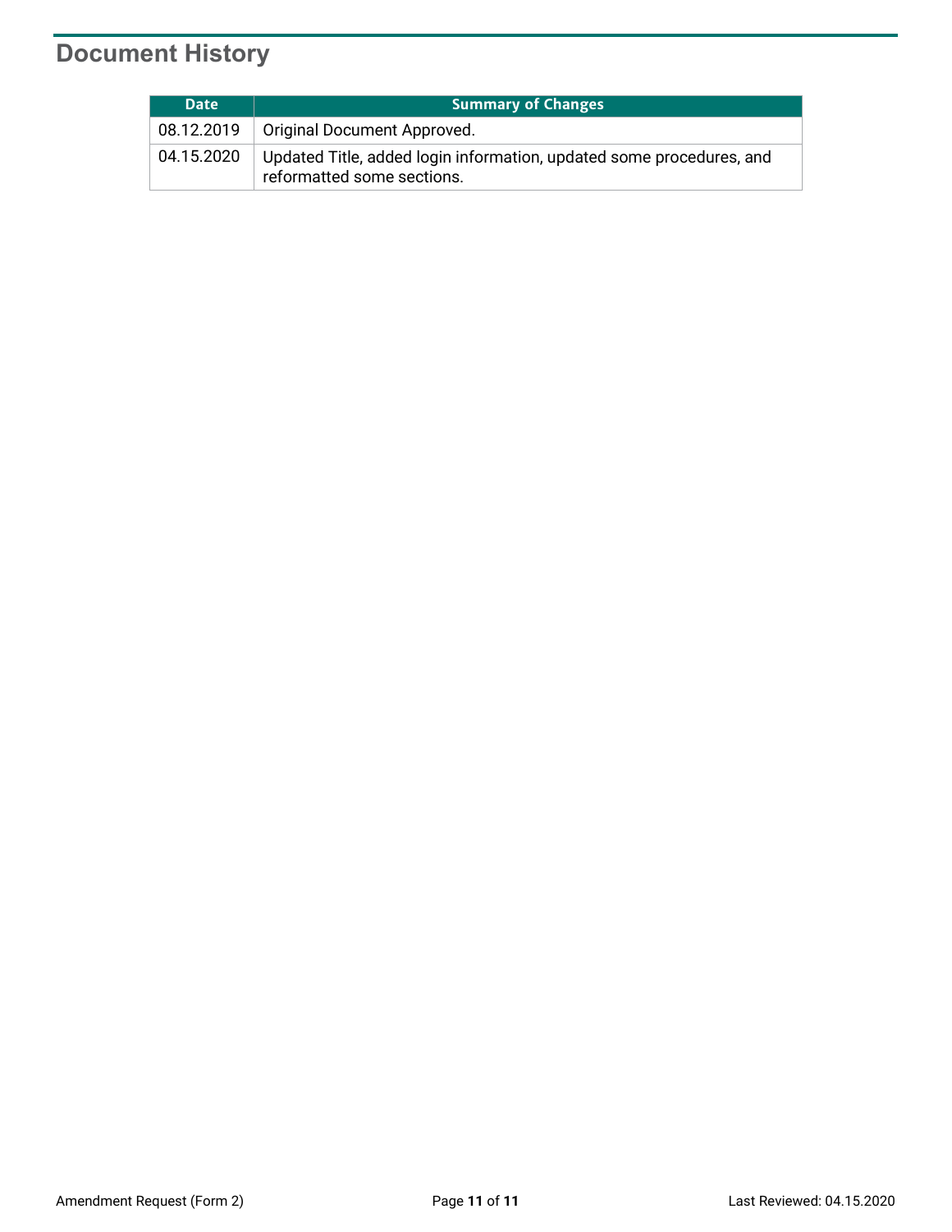# Document History

| Date | Summary of Changes |
|---|---|
| 08.12.2019 | Original Document Approved. |
| 04.15.2020 | Updated Title, added login information, updated some procedures, and reformatted some sections. |